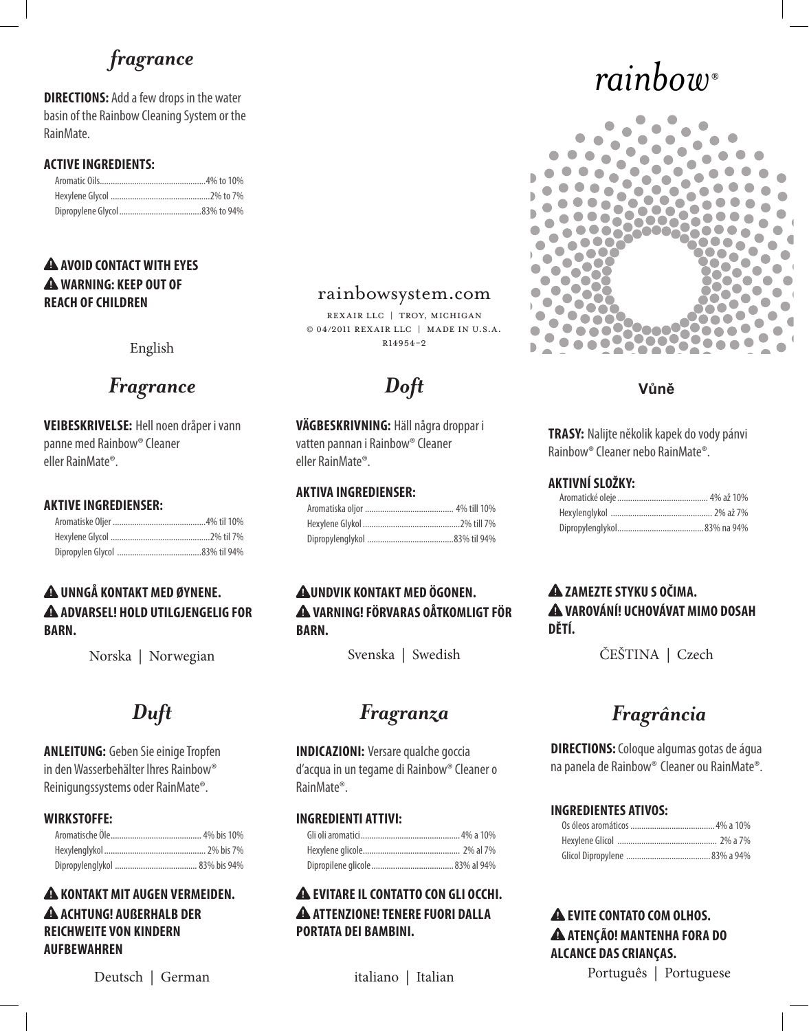# *fragrance*

**DIRECTIONS:** Add a few drops in the water basin of the Rainbow Cleaning System or the RainMate.

**ACTIVE INGREDIENTS:**

| | |
|---|---|
| Aromatic Oils | 4% to 10% |
| Hexylene Glycol | 2% to 7% |
| Dipropylene Glycol | 83% to 94% |

**⚠ AVOID CONTACT WITH EYES**
**⚠ WARNING: KEEP OUT OF REACH OF CHILDREN**

English

rainbowsystem.com

REXAIR LLC | TROY, MICHIGAN
© 04/2011 REXAIR LLC | MADE IN U.S.A.
R14954-2

*rainbow*®

## *Fragrance*

**VEIBESKRIVELSE:** Hell noen dråper i vann panne med Rainbow® Cleaner eller RainMate®.

**AKTIVE INGREDIENSER:**

| | |
|---|---|
| Aromatiske Oljer | 4% til 10% |
| Hexylene Glycol | 2% til 7% |
| Dipropylen Glycol | 83% til 94% |

**⚠ UNNGÅ KONTAKT MED ØYNENE.**
**⚠ ADVARSEL! HOLD UTILGJENGELIG FOR BARN.**

Norska | Norwegian

## *Doft*

**VÄGBESKRIVNING:** Häll några droppar i vatten pannan i Rainbow® Cleaner eller RainMate®.

**AKTIVA INGREDIENSER:**

| | |
|---|---|
| Aromatiska oljor | 4% till 10% |
| Hexylene Glykol | 2% till 7% |
| Dipropylenglykol | 83% til 94% |

**⚠ UNDVIK KONTAKT MED ÖGONEN.**
**⚠ VARNING! FÖRVARAS OÅTKOMLIGT FÖR BARN.**

Svenska | Swedish

## Vůně

**TRASY:** Nalijte několik kapek do vody pánvi Rainbow® Cleaner nebo RainMate®.

**AKTIVNÍ SLOŽKY:**

| | |
|---|---|
| Aromatické oleje | 4% až 10% |
| Hexylenglykol | 2% až 7% |
| Dipropylenglykol | 83% na 94% |

**⚠ ZAMEZTE STYKU S OČIMA.**
**⚠ VAROVÁNÍ! UCHOVÁVAT MIMO DOSAH DĚTÍ.**

ČEŠTINA | Czech

## *Duft*

**ANLEITUNG:** Geben Sie einige Tropfen in den Wasserbehälter Ihres Rainbow® Reinigungssystems oder RainMate®.

**WIRKSTOFFE:**

| | |
|---|---|
| Aromatische Öle | 4% bis 10% |
| Hexylenglykol | 2% bis 7% |
| Dipropylenglykol | 83% bis 94% |

**⚠ KONTAKT MIT AUGEN VERMEIDEN.**
**⚠ ACHTUNG! AUßERHALB DER REICHWEITE VON KINDERN AUFBEWAHREN**

Deutsch | German

## *Fragranza*

**INDICAZIONI:** Versare qualche goccia d'acqua in un tegame di Rainbow® Cleaner o RainMate®.

**INGREDIENTI ATTIVI:**

| | |
|---|---|
| Gli oli aromatici | 4% a 10% |
| Hexylene glicole | 2% al 7% |
| Dipropilene glicole | 83% al 94% |

**⚠ EVITARE IL CONTATTO CON GLI OCCHI.**
**⚠ ATTENZIONE! TENERE FUORI DALLA PORTATA DEI BAMBINI.**

italiano | Italian

## *Fragrância*

**DIRECTIONS:** Coloque algumas gotas de água na panela de Rainbow® Cleaner ou RainMate®.

**INGREDIENTES ATIVOS:**

| | |
|---|---|
| Os óleos aromáticos | 4% a 10% |
| Hexylene Glicol | 2% a 7% |
| Glicol Dipropylene | 83% a 94% |

**⚠ EVITE CONTATO COM OLHOS.**
**⚠ ATENÇÃO! MANTENHA FORA DO ALCANCE DAS CRIANÇAS.**

Português | Portuguese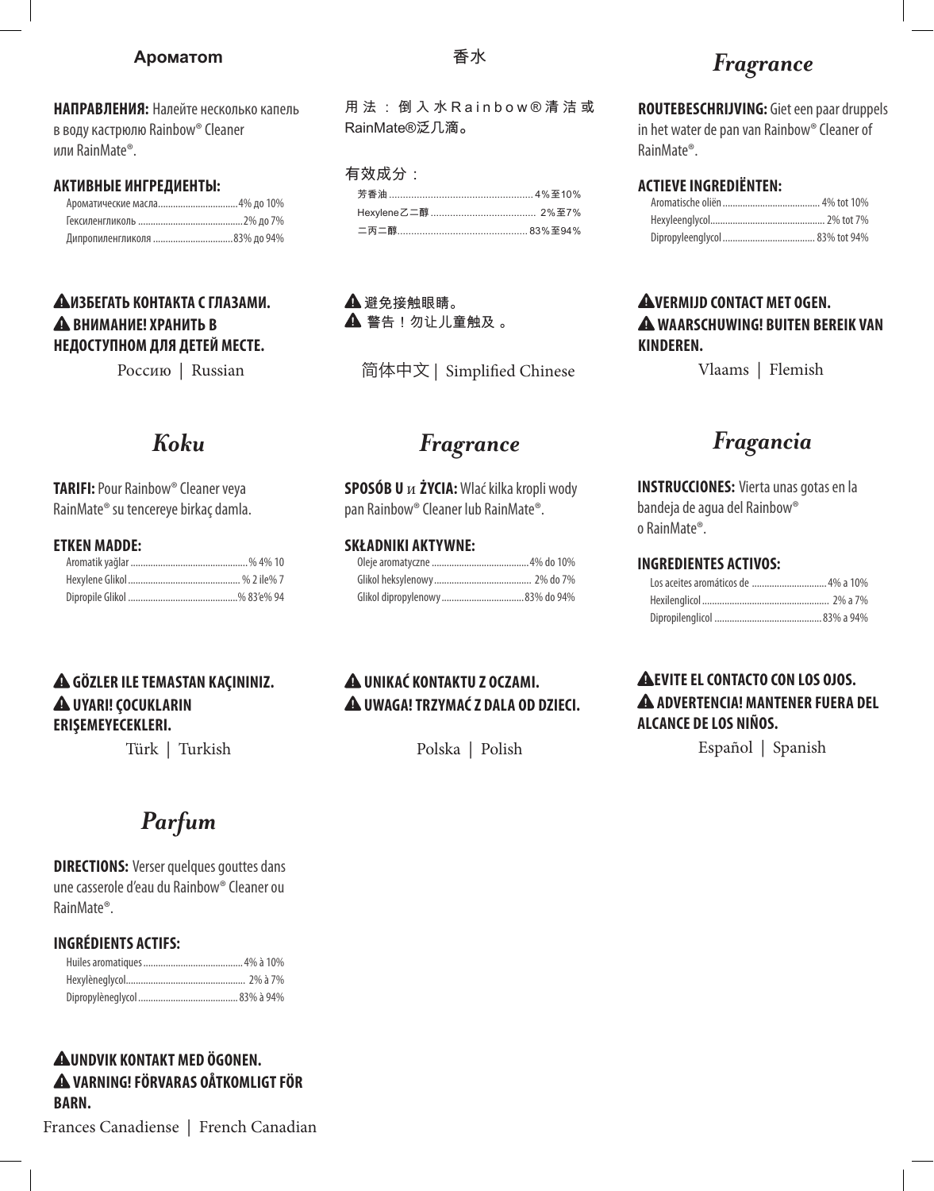## Ароматом

**НАПРАВЛЕНИЯ:** Налейте несколько капель в воду кастрюлю Rainbow® Cleaner или RainMate®.

**АКТИВНЫЕ ИНГРЕДИЕНТЫ:**

Ароматические масла................................4% до 10%
Гексиленгликоль .........................................2% до 7%
Дипропиленгликоля ................................83% до 94%

**⚠ИЗБЕГАТЬ КОНТАКТА С ГЛАЗАМИ.**
**⚠ ВНИМАНИЕ! ХРАНИТЬ В НЕДОСТУПНОМ ДЛЯ ДЕТЕЙ МЕСТЕ.**

Россию | Russian

## 香水

用法：倒入水Rainbow®清洁或RainMate®泛几滴。

有效成分：

芳香油 ...................................................4%至10%
Hexylene乙二醇 ..................................... 2%至7%
二丙二醇.............................................83%至94%

**⚠ 避免接触眼睛。**
**⚠ 警告！勿让儿童触及 。**

简体中文 | Simplified Chinese

## *Fragrance*

**ROUTEBESCHRIJVING:** Giet een paar druppels in het water de pan van Rainbow® Cleaner of RainMate®.

**ACTIEVE INGREDIËNTEN:**

Aromatische oliën...................................... 4% tot 10%
Hexyleenglycol............................................. 2% tot 7%
Dipropyleenglycol..................................... 83% tot 94%

**⚠VERMIJD CONTACT MET OGEN.**
**⚠ WAARSCHUWING! BUITEN BEREIK VAN KINDEREN.**

Vlaams | Flemish

## *Koku*

**TARIFI:** Pour Rainbow® Cleaner veya RainMate® su tencereye birkaç damla.

**ETKEN MADDE:**

Aromatik yağlar ...............................................% 4% 10
Hexylene Glikol ............................................ % 2 ile% 7
Dipropile Glikol ...........................................% 83'e% 94

**⚠ GÖZLER ILE TEMASTAN KAÇININIZ.**
**⚠ UYARI! ÇOCUKLARIN ERIŞEMEYECEKLERI.**

Türk | Turkish

## *Fragrance*

**SPOSÓB U и ŻYCIA:** Wlać kilka kropli wody pan Rainbow® Cleaner lub RainMate®.

**SKŁADNIKI AKTYWNE:**

Oleje aromatyczne .......................................4% do 10%
Glikol heksylenowy....................................... 2% do 7%
Glikol dipropylenowy................................83% do 94%

**⚠ UNIKAĆ KONTAKTU Z OCZAMI.**
**⚠ UWAGA! TRZYMAĆ Z DALA OD DZIECI.**

Polska | Polish

## *Fragancia*

**INSTRUCCIONES:** Vierta unas gotas en la bandeja de agua del Rainbow® o RainMate®.

**INGREDIENTES ACTIVOS:**

Los aceites aromáticos de .............................4% a 10%
Hexilenglicol................................................... 2% a 7%
Dipropilenglicol ...........................................83% a 94%

**⚠EVITE EL CONTACTO CON LOS OJOS.**
**⚠ ADVERTENCIA! MANTENER FUERA DEL ALCANCE DE LOS NIÑOS.**

Español | Spanish

## *Parfum*

**DIRECTIONS:** Verser quelques gouttes dans une casserole d'eau du Rainbow® Cleaner ou RainMate®.

**INGRÉDIENTS ACTIFS:**

Huiles aromatiques........................................4% à 10%
Hexylèneglycol................................................ 2% à 7%
Dipropylèneglycol........................................83% à 94%

**⚠UNDVIK KONTAKT MED ÖGONEN.**
**⚠ VARNING! FÖRVARAS OÅTKOMLIGT FÖR BARN.**

Frances Canadiense | French Canadian